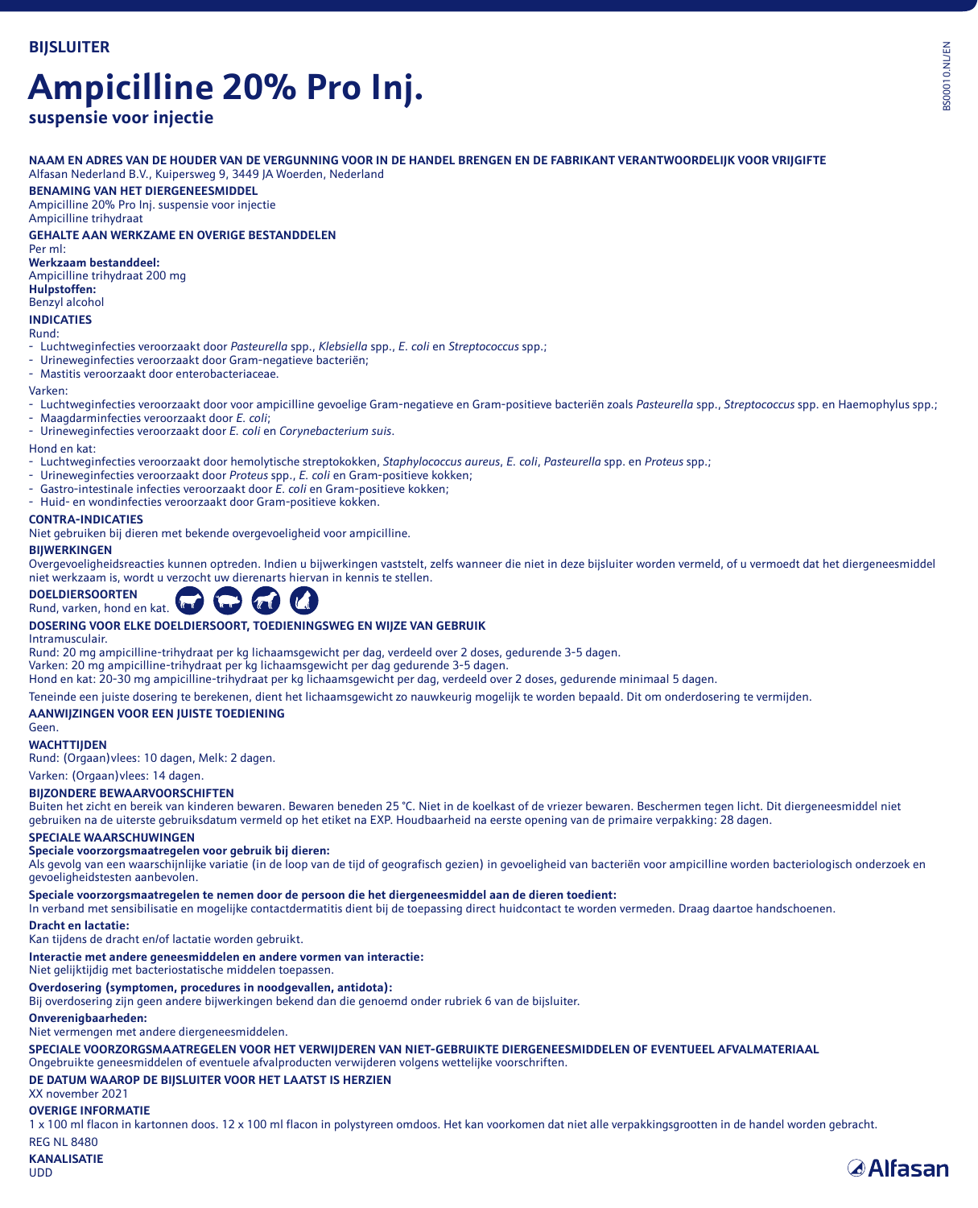**BIJSLUITER**

# Ampicilline 20% Pro Inj.

**suspensie voor injectie**

**NAAM EN ADRES VAN DE HOUDER VAN DE VERGUNNING VOOR IN DE HANDEL BRENGEN EN DE FABRIKANT VERANTWOORDELIJK VOOR VRIJGIFTE**

Alfasan Nederland B.V., Kuipersweg 9, 3449 JA Woerden, Nederland

**BENAMING VAN HET DIERGENEESMIDDEL**

Ampicilline 20% Pro Inj. suspensie voor injectie
Ampicilline trihydraat

**GEHALTE AAN WERKZAME EN OVERIGE BESTANDDELEN**

Per ml:
**Werkzaam bestanddeel:**
Ampicilline trihydraat 200 mg
**Hulpstoffen:**
Benzyl alcohol

**INDICATIES**

Rund:
- Luchtweginfecties veroorzaakt door *Pasteurella* spp., *Klebsiella* spp., *E. coli* en *Streptococcus* spp.;
- Urineweginfecties veroorzaakt door Gram-negatieve bacteriën;
- Mastitis veroorzaakt door enterobacteriaceae.

Varken:
- Luchtweginfecties veroorzaakt door voor ampicilline gevoelige Gram-negatieve en Gram-positieve bacteriën zoals *Pasteurella* spp., *Streptococcus* spp. en Haemophylus spp.;
- Maagdarminfecties veroorzaakt door *E. coli*;
- Urineweginfecties veroorzaakt door *E. coli* en *Corynebacterium suis*.

Hond en kat:
- Luchtweginfecties veroorzaakt door hemolytische streptokokken, *Staphylococcus aureus*, *E. coli*, *Pasteurella* spp. en *Proteus* spp.;
- Urineweginfecties veroorzaakt door *Proteus* spp., *E. coli* en Gram-positieve kokken;
- Gastro-intestinale infecties veroorzaakt door *E. coli* en Gram-positieve kokken;
- Huid- en wondinfecties veroorzaakt door Gram-positieve kokken.

**CONTRA-INDICATIES**

Niet gebruiken bij dieren met bekende overgevoeligheid voor ampicilline.

**BIJWERKINGEN**

Overgevoeligheidsreacties kunnen optreden. Indien u bijwerkingen vaststelt, zelfs wanneer die niet in deze bijsluiter worden vermeld, of u vermoedt dat het diergeneesmiddel niet werkzaam is, wordt u verzocht uw dierenarts hiervan in kennis te stellen.

**DOELDIERSOORTEN**

Rund, varken, hond en kat.

**DOSERING VOOR ELKE DOELDIERSOORT, TOEDIENINGSWEG EN WIJZE VAN GEBRUIK**

Intramusculair.
Rund: 20 mg ampicilline-trihydraat per kg lichaamsgewicht per dag, verdeeld over 2 doses, gedurende 3-5 dagen.
Varken: 20 mg ampicilline-trihydraat per kg lichaamsgewicht per dag gedurende 3-5 dagen.
Hond en kat: 20-30 mg ampicilline-trihydraat per kg lichaamsgewicht per dag, verdeeld over 2 doses, gedurende minimaal 5 dagen.

Teneinde een juiste dosering te berekenen, dient het lichaamsgewicht zo nauwkeurig mogelijk te worden bepaald. Dit om onderdosering te vermijden.

**AANWIJZINGEN VOOR EEN JUISTE TOEDIENING**

Geen.

**WACHTTIJDEN**

Rund: (Orgaan)vlees: 10 dagen, Melk: 2 dagen.

Varken: (Orgaan)vlees: 14 dagen.

**BIJZONDERE BEWAARVOORSCHRIFTEN**

Buiten het zicht en bereik van kinderen bewaren. Bewaren beneden 25 °C. Niet in de koelkast of de vriezer bewaren. Beschermen tegen licht. Dit diergeneesmiddel niet gebruiken na de uiterste gebruiksdatum vermeld op het etiket na EXP. Houdbaarheid na eerste opening van de primaire verpakking: 28 dagen.

**SPECIALE WAARSCHUWINGEN**

**Speciale voorzorgsmaatregelen voor gebruik bij dieren:**
Als gevolg van een waarschijnlijke variatie (in de loop van de tijd of geografisch gezien) in gevoeligheid van bacteriën voor ampicilline worden bacteriologisch onderzoek en gevoeligheidstesten aanbevolen.

**Speciale voorzorgsmaatregelen te nemen door de persoon die het diergeneesmiddel aan de dieren toedient:**
In verband met sensibilisatie en mogelijke contactdermatitis dient bij de toepassing direct huidcontact te worden vermeden. Draag daartoe handschoenen.

**Dracht en lactatie:**
Kan tijdens de dracht en/of lactatie worden gebruikt.

**Interactie met andere geneesmiddelen en andere vormen van interactie:**
Niet gelijktijdig met bacteriostatische middelen toepassen.

**Overdosering (symptomen, procedures in noodgevallen, antidota):**
Bij overdosering zijn geen andere bijwerkingen bekend dan die genoemd onder rubriek 6 van de bijsluiter.

**Onverenigbaarheden:**
Niet vermengen met andere diergeneesmiddelen.

**SPECIALE VOORZORGSMAATREGELEN VOOR HET VERWIJDEREN VAN NIET-GEBRUIKTE DIERGENEESMIDDELEN OF EVENTUEEL AFVALMATERIAAL**

Ongebruikte geneesmiddelen of eventuele afvalproducten verwijderen volgens wettelijke voorschriften.

**DE DATUM WAAROP DE BIJSLUITER VOOR HET LAATST IS HERZIEN**

XX november 2021

**OVERIGE INFORMATIE**

1 x 100 ml flacon in kartonnen doos. 12 x 100 ml flacon in polystyreen omdoos. Het kan voorkomen dat niet alle verpakkingsgrootten in de handel worden gebracht.

REG NL 8480

**KANALISATIE**

UDD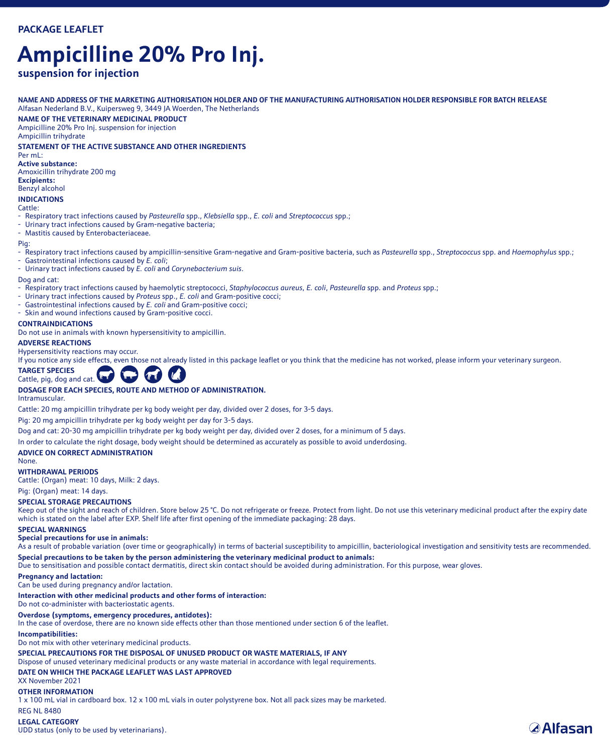**PACKAGE LEAFLET**

# Ampicilline 20% Pro Inj.

## suspension for injection

**NAME AND ADDRESS OF THE MARKETING AUTHORISATION HOLDER AND OF THE MANUFACTURING AUTHORISATION HOLDER RESPONSIBLE FOR BATCH RELEASE**
Alfasan Nederland B.V., Kuipersweg 9, 3449 JA Woerden, The Netherlands

**NAME OF THE VETERINARY MEDICINAL PRODUCT**
Ampicilline 20% Pro Inj. suspension for injection
Ampicillin trihydrate

**STATEMENT OF THE ACTIVE SUBSTANCE AND OTHER INGREDIENTS**
Per mL:
**Active substance:**
Amoxicillin trihydrate 200 mg
**Excipients:**
Benzyl alcohol

**INDICATIONS**
Cattle:
- Respiratory tract infections caused by *Pasteurella* spp., *Klebsiella* spp., *E. coli* and *Streptococcus* spp.;
- Urinary tract infections caused by Gram-negative bacteria;
- Mastitis caused by Enterobacteriaceae.

Pig:
- Respiratory tract infections caused by ampicillin-sensitive Gram-negative and Gram-positive bacteria, such as *Pasteurella* spp., *Streptococcus* spp. and *Haemophylus* spp.;
- Gastrointestinal infections caused by *E. coli*;
- Urinary tract infections caused by *E. coli* and *Corynebacterium suis*.

Dog and cat:
- Respiratory tract infections caused by haemolytic streptococci, *Staphylococcus aureus*, *E. coli*, *Pasteurella* spp. and *Proteus* spp.;
- Urinary tract infections caused by *Proteus* spp., *E. coli* and Gram-positive cocci;
- Gastrointestinal infections caused by *E. coli* and Gram-positive cocci;
- Skin and wound infections caused by Gram-positive cocci.

**CONTRAINDICATIONS**
Do not use in animals with known hypersensitivity to ampicillin.

**ADVERSE REACTIONS**
Hypersensitivity reactions may occur.
If you notice any side effects, even those not already listed in this package leaflet or you think that the medicine has not worked, please inform your veterinary surgeon.

**TARGET SPECIES**
Cattle, pig, dog and cat.

**DOSAGE FOR EACH SPECIES, ROUTE AND METHOD OF ADMINISTRATION.**
Intramuscular.

Cattle: 20 mg ampicillin trihydrate per kg body weight per day, divided over 2 doses, for 3-5 days.

Pig: 20 mg ampicillin trihydrate per kg body weight per day for 3-5 days.

Dog and cat: 20-30 mg ampicillin trihydrate per kg body weight per day, divided over 2 doses, for a minimum of 5 days.

In order to calculate the right dosage, body weight should be determined as accurately as possible to avoid underdosing.

**ADVICE ON CORRECT ADMINISTRATION**
None.

**WITHDRAWAL PERIODS**
Cattle: (Organ) meat: 10 days, Milk: 2 days.

Pig: (Organ) meat: 14 days.

**SPECIAL STORAGE PRECAUTIONS**
Keep out of the sight and reach of children. Store below 25 °C. Do not refrigerate or freeze. Protect from light. Do not use this veterinary medicinal product after the expiry date which is stated on the label after EXP. Shelf life after first opening of the immediate packaging: 28 days.

**SPECIAL WARNINGS**
**Special precautions for use in animals:**
As a result of probable variation (over time or geographically) in terms of bacterial susceptibility to ampicillin, bacteriological investigation and sensitivity tests are recommended.

**Special precautions to be taken by the person administering the veterinary medicinal product to animals:**
Due to sensitisation and possible contact dermatitis, direct skin contact should be avoided during administration. For this purpose, wear gloves.

**Pregnancy and lactation:**
Can be used during pregnancy and/or lactation.

**Interaction with other medicinal products and other forms of interaction:**
Do not co-administer with bacteriostatic agents.

**Overdose (symptoms, emergency procedures, antidotes):**
In the case of overdose, there are no known side effects other than those mentioned under section 6 of the leaflet.

**Incompatibilities:**
Do not mix with other veterinary medicinal products.

**SPECIAL PRECAUTIONS FOR THE DISPOSAL OF UNUSED PRODUCT OR WASTE MATERIALS, IF ANY**
Dispose of unused veterinary medicinal products or any waste material in accordance with legal requirements.

**DATE ON WHICH THE PACKAGE LEAFLET WAS LAST APPROVED**
XX November 2021

**OTHER INFORMATION**
1 x 100 mL vial in cardboard box. 12 x 100 mL vials in outer polystyrene box. Not all pack sizes may be marketed.

REG NL 8480

**LEGAL CATEGORY**
UDD status (only to be used by veterinarians).

Alfasan